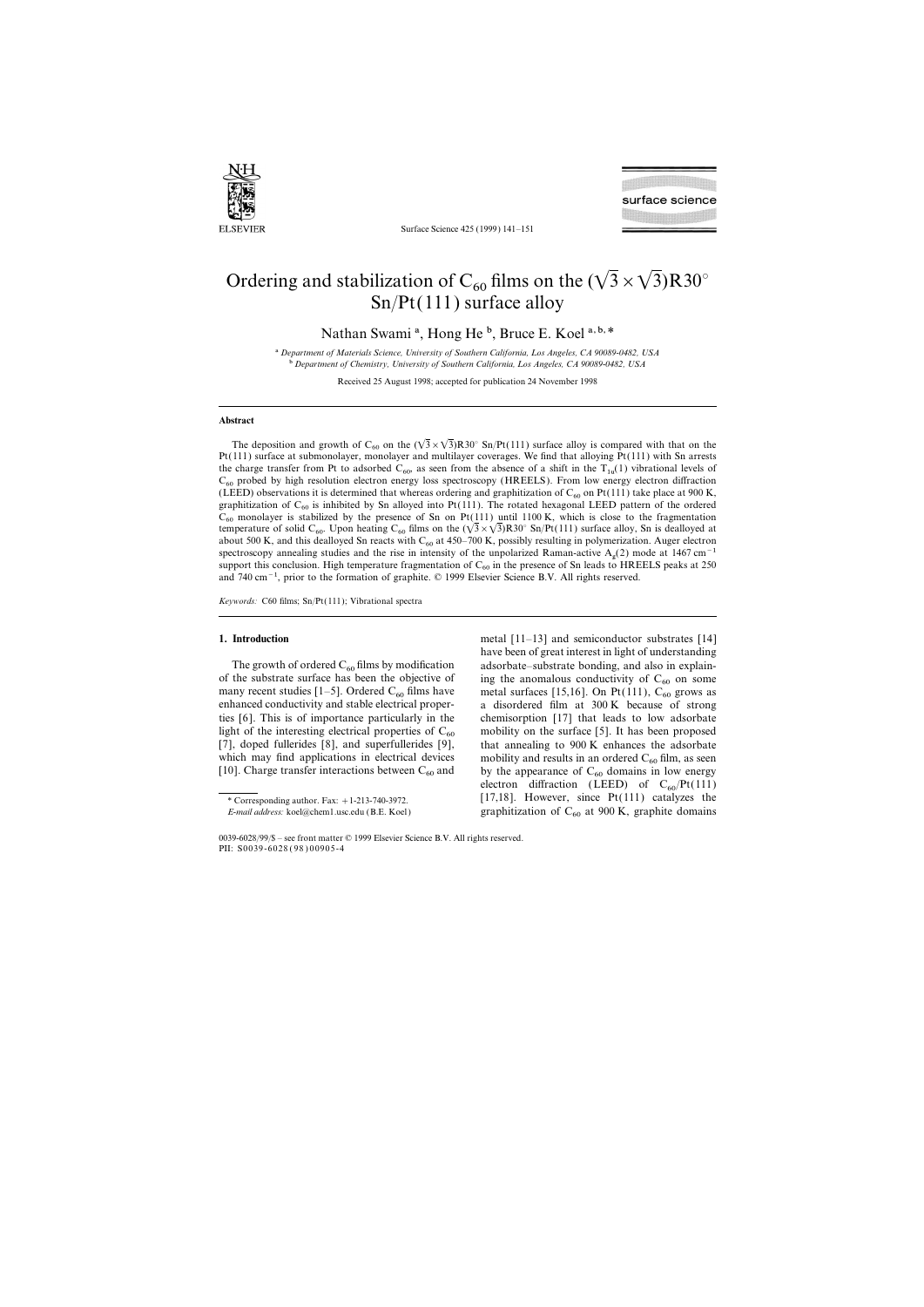# Ordering and stabilization of $C_{60}$ films on the $(\sqrt{3} \times \sqrt{3})R30^\circ$ Sn/Pt(111) surface alloy

Nathan Swami [a], Hong He [b], Bruce E. Koel [a,b,*]

[a] *Department of Materials Science, University of Southern California, Los Angeles, CA 90089-0482, USA*
[b] *Department of Chemistry, University of Southern California, Los Angeles, CA 90089-0482, USA*

Received 25 August 1998; accepted for publication 24 November 1998

## Abstract

The deposition and growth of $C_{60}$ on the $(\sqrt{3} \times \sqrt{3})R30^\circ$ Sn/Pt(111) surface alloy is compared with that on the Pt(111) surface at submonolayer, monolayer and multilayer coverages. We find that alloying Pt(111) with Sn arrests the charge transfer from Pt to adsorbed $C_{60}$, as seen from the absence of a shift in the $T_{1u}(1)$ vibrational levels of $C_{60}$ probed by high resolution electron energy loss spectroscopy (HREELS). From low energy electron diffraction (LEED) observations it is determined that whereas ordering and graphitization of $C_{60}$ on Pt(111) take place at 900 K, graphitization of $C_{60}$ is inhibited by Sn alloyed into Pt(111). The rotated hexagonal LEED pattern of the ordered $C_{60}$ monolayer is stabilized by the presence of Sn on Pt(111) until 1100 K, which is close to the fragmentation temperature of solid $C_{60}$. Upon heating $C_{60}$ films on the $(\sqrt{3} \times \sqrt{3})R30^\circ$ Sn/Pt(111) surface alloy, Sn is dealloyed at about 500 K, and this dealloyed Sn reacts with $C_{60}$ at 450–700 K, possibly resulting in polymerization. Auger electron spectroscopy annealing studies and the rise in intensity of the unpolarized Raman-active $A_g(2)$ mode at 1467 $cm^{-1}$ support this conclusion. High temperature fragmentation of $C_{60}$ in the presence of Sn leads to HREELS peaks at 250 and 740 $cm^{-1}$, prior to the formation of graphite. © 1999 Elsevier Science B.V. All rights reserved.

*Keywords:* C60 films; Sn/Pt(111); Vibrational spectra

## 1. Introduction

The growth of ordered $C_{60}$ films by modification of the substrate surface has been the objective of many recent studies [1–5]. Ordered $C_{60}$ films have enhanced conductivity and stable electrical properties [6]. This is of importance particularly in the light of the interesting electrical properties of $C_{60}$ [7], doped fullerides [8], and superfullerides [9], which may find applications in electrical devices [10]. Charge transfer interactions between $C_{60}$ and metal [11–13] and semiconductor substrates [14] have been of great interest in light of understanding adsorbate–substrate bonding, and also in explaining the anomalous conductivity of $C_{60}$ on some metal surfaces [15,16]. On Pt(111), $C_{60}$ grows as a disordered film at 300 K because of strong chemisorption [17] that leads to low adsorbate mobility on the surface [5]. It has been proposed that annealing to 900 K enhances the adsorbate mobility and results in an ordered $C_{60}$ film, as seen by the appearance of $C_{60}$ domains in low energy electron diffraction (LEED) of $C_{60}$/Pt(111) [17,18]. However, since Pt(111) catalyzes the graphitization of $C_{60}$ at 900 K, graphite domains

\* Corresponding author. Fax: +1-213-740-3972.
*E-mail address:* koel@chem1.usc.edu (B.E. Koel)

0039-6028/99/$ – see front matter © 1999 Elsevier Science B.V. All rights reserved.
PII: S0039-6028(98)00905-4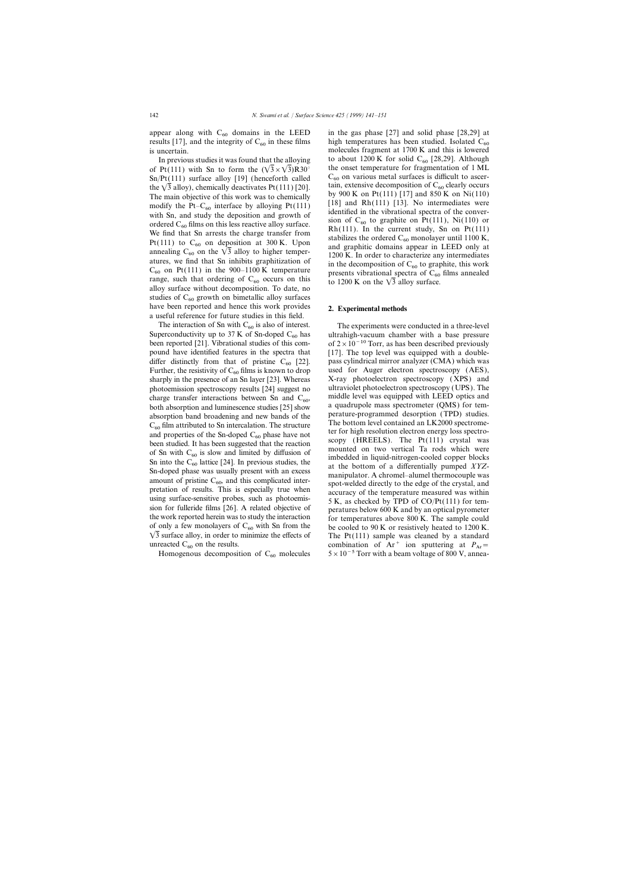appear along with $C_{60}$ domains in the LEED results [17], and the integrity of $C_{60}$ in these films is uncertain.

In previous studies it was found that the alloying of Pt(111) with Sn to form the $(\sqrt{3}\times\sqrt{3})R30^{\circ}$ Sn/Pt(111) surface alloy [19] (henceforth called the $\sqrt{3}$ alloy), chemically deactivates Pt(111) [20]. The main objective of this work was to chemically modify the Pt–$C_{60}$ interface by alloying Pt(111) with Sn, and study the deposition and growth of ordered $C_{60}$ films on this less reactive alloy surface. We find that Sn arrests the charge transfer from Pt(111) to $C_{60}$ on deposition at 300 K. Upon annealing $C_{60}$ on the $\sqrt{3}$ alloy to higher temperatures, we find that Sn inhibits graphitization of $C_{60}$ on Pt(111) in the 900–1100 K temperature range, such that ordering of $C_{60}$ occurs on this alloy surface without decomposition. To date, no studies of $C_{60}$ growth on bimetallic alloy surfaces have been reported and hence this work provides a useful reference for future studies in this field.

The interaction of Sn with $C_{60}$ is also of interest. Superconductivity up to 37 K of Sn-doped $C_{60}$ has been reported [21]. Vibrational studies of this compound have identified features in the spectra that differ distinctly from that of pristine $C_{60}$ [22]. Further, the resistivity of $C_{60}$ films is known to drop sharply in the presence of an Sn layer [23]. Whereas photoemission spectroscopy results [24] suggest no charge transfer interactions between Sn and $C_{60}$, both absorption and luminescence studies [25] show absorption band broadening and new bands of the $C_{60}$ film attributed to Sn intercalation. The structure and properties of the Sn-doped $C_{60}$ phase have not been studied. It has been suggested that the reaction of Sn with $C_{60}$ is slow and limited by diffusion of Sn into the $C_{60}$ lattice [24]. In previous studies, the Sn-doped phase was usually present with an excess amount of pristine $C_{60}$, and this complicated interpretation of results. This is especially true when using surface-sensitive probes, such as photoemission for fulleride films [26]. A related objective of the work reported herein was to study the interaction of only a few monolayers of $C_{60}$ with Sn from the $\sqrt{3}$ surface alloy, in order to minimize the effects of unreacted $C_{60}$ on the results.

Homogenous decomposition of $C_{60}$ molecules in the gas phase [27] and solid phase [28,29] at high temperatures has been studied. Isolated $C_{60}$ molecules fragment at 1700 K and this is lowered to about 1200 K for solid $C_{60}$ [28,29]. Although the onset temperature for fragmentation of 1 ML $C_{60}$ on various metal surfaces is difficult to ascertain, extensive decomposition of $C_{60}$ clearly occurs by 900 K on Pt(111) [17] and 850 K on Ni(110) [18] and Rh(111) [13]. No intermediates were identified in the vibrational spectra of the conversion of $C_{60}$ to graphite on Pt(111), Ni(110) or Rh(111). In the current study, Sn on Pt(111) stabilizes the ordered $C_{60}$ monolayer until 1100 K, and graphitic domains appear in LEED only at 1200 K. In order to characterize any intermediates in the decomposition of $C_{60}$ to graphite, this work presents vibrational spectra of $C_{60}$ films annealed to 1200 K on the $\sqrt{3}$ alloy surface.

## 2. Experimental methods

The experiments were conducted in a three-level ultrahigh-vacuum chamber with a base pressure of $2\times10^{-10}$ Torr, as has been described previously [17]. The top level was equipped with a double-pass cylindrical mirror analyzer (CMA) which was used for Auger electron spectroscopy (AES), X-ray photoelectron spectroscopy (XPS) and ultraviolet photoelectron spectroscopy (UPS). The middle level was equipped with LEED optics and a quadrupole mass spectrometer (QMS) for temperature-programmed desorption (TPD) studies. The bottom level contained an LK2000 spectrometer for high resolution electron energy loss spectroscopy (HREELS). The Pt(111) crystal was mounted on two vertical Ta rods which were imbedded in liquid-nitrogen-cooled copper blocks at the bottom of a differentially pumped *XYZ*-manipulator. A chromel–alumel thermocouple was spot-welded directly to the edge of the crystal, and accuracy of the temperature measured was within 5 K, as checked by TPD of CO/Pt(111) for temperatures below 600 K and by an optical pyrometer for temperatures above 800 K. The sample could be cooled to 90 K or resistively heated to 1200 K. The Pt(111) sample was cleaned by a standard combination of $Ar^{+}$ ion sputtering at $P_{Ar}=5\times10^{-5}$ Torr with a beam voltage of 800 V, annea-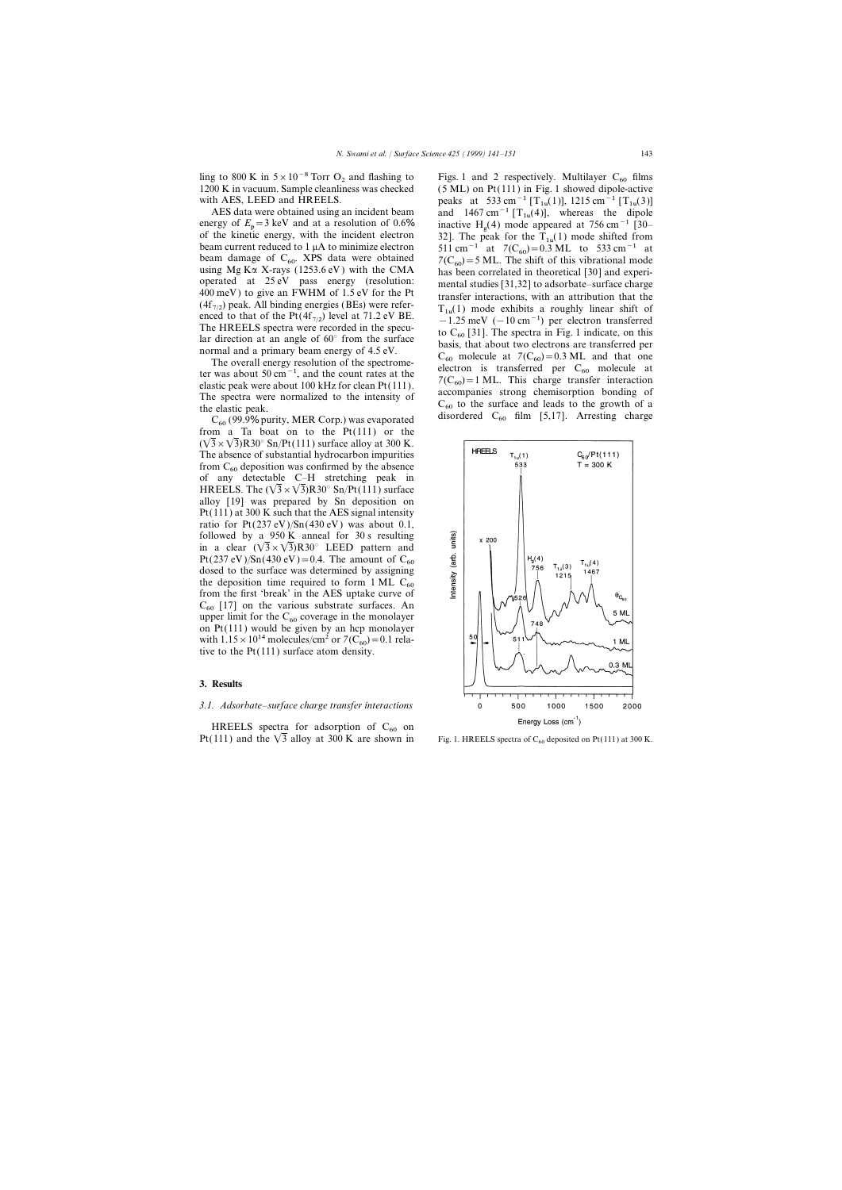ling to 800 K in $5 \times 10^{-8}$ Torr $O_2$ and flashing to 1200 K in vacuum. Sample cleanliness was checked with AES, LEED and HREELS.

AES data were obtained using an incident beam energy of $E_p = 3$ keV and at a resolution of 0.6% of the kinetic energy, with the incident electron beam current reduced to 1 μA to minimize electron beam damage of $C_{60}$. XPS data were obtained using Mg Kα X-rays (1253.6 eV) with the CMA operated at 25 eV pass energy (resolution: 400 meV) to give an FWHM of 1.5 eV for the Pt ($4f_{7/2}$) peak. All binding energies (BEs) were referenced to that of the Pt($4f_{7/2}$) level at 71.2 eV BE. The HREELS spectra were recorded in the specular direction at an angle of 60° from the surface normal and a primary beam energy of 4.5 eV.

The overall energy resolution of the spectrometer was about 50 $cm^{-1}$, and the count rates at the elastic peak were about 100 kHz for clean Pt(111). The spectra were normalized to the intensity of the elastic peak.

$C_{60}$ (99.9% purity, MER Corp.) was evaporated from a Ta boat on to the Pt(111) or the $(\sqrt{3} \times \sqrt{3})R30°$ Sn/Pt(111) surface alloy at 300 K. The absence of substantial hydrocarbon impurities from $C_{60}$ deposition was confirmed by the absence of any detectable C–H stretching peak in HREELS. The $(\sqrt{3} \times \sqrt{3})R30°$ Sn/Pt(111) surface alloy [19] was prepared by Sn deposition on Pt(111) at 300 K such that the AES signal intensity ratio for Pt(237 eV)/Sn(430 eV) was about 0.1, followed by a 950 K anneal for 30 s resulting in a clear $(\sqrt{3} \times \sqrt{3})R30°$ LEED pattern and Pt(237 eV)/Sn(430 eV) = 0.4. The amount of $C_{60}$ dosed to the surface was determined by assigning the deposition time required to form 1 ML $C_{60}$ from the first 'break' in the AES uptake curve of $C_{60}$ [17] on the various substrate surfaces. An upper limit for the $C_{60}$ coverage in the monolayer on Pt(111) would be given by an hcp monolayer with $1.15 \times 10^{14}$ molecules/cm$^2$ or $\theta(C_{60}) = 0.1$ relative to the Pt(111) surface atom density.

## 3. Results

### 3.1. Adsorbate–surface charge transfer interactions

HREELS spectra for adsorption of $C_{60}$ on Pt(111) and the $\sqrt{3}$ alloy at 300 K are shown in Figs. 1 and 2 respectively. Multilayer $C_{60}$ films (5 ML) on Pt(111) in Fig. 1 showed dipole-active peaks at 533 $cm^{-1}$ [$T_{1u}(1)$], 1215 $cm^{-1}$ [$T_{1u}(3)$] and 1467 $cm^{-1}$ [$T_{1u}(4)$], whereas the dipole inactive $H_g(4)$ mode appeared at 756 $cm^{-1}$ [30–32]. The peak for the $T_{1u}(1)$ mode shifted from 511 $cm^{-1}$ at $\theta(C_{60}) = 0.3$ ML to 533 $cm^{-1}$ at $\theta(C_{60}) = 5$ ML. The shift of this vibrational mode has been correlated in theoretical [30] and experimental studies [31,32] to adsorbate–surface charge transfer interactions, with an attribution that the $T_{1u}(1)$ mode exhibits a roughly linear shift of −1.25 meV (−10 $cm^{-1}$) per electron transferred to $C_{60}$ [31]. The spectra in Fig. 1 indicate, on this basis, that about two electrons are transferred per $C_{60}$ molecule at $\theta(C_{60}) = 0.3$ ML and that one electron is transferred per $C_{60}$ molecule at $\theta(C_{60}) = 1$ ML. This charge transfer interaction accompanies strong chemisorption bonding of $C_{60}$ to the surface and leads to the growth of a disordered $C_{60}$ film [5,17]. Arresting charge

Fig. 1. HREELS spectra of $C_{60}$ deposited on Pt(111) at 300 K.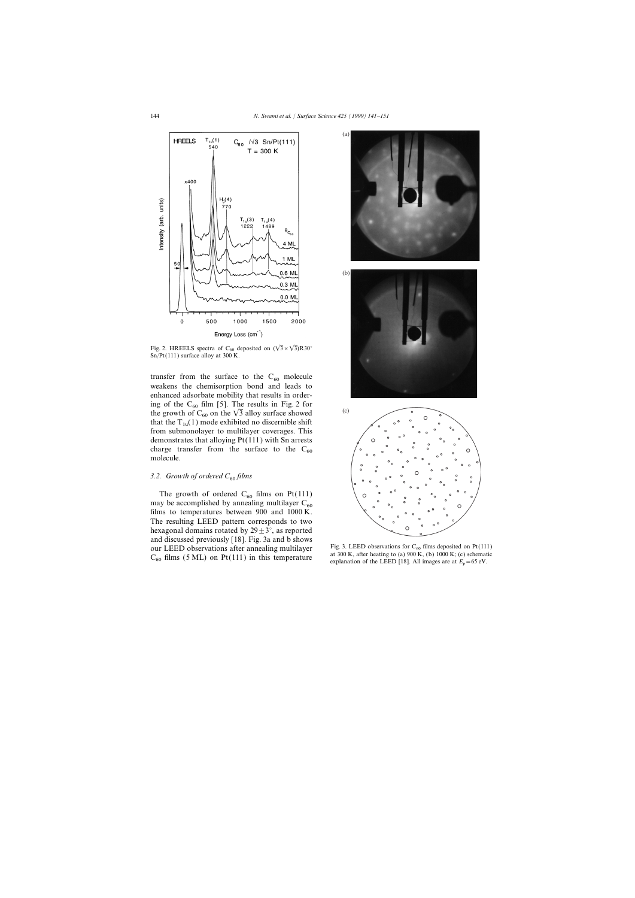Fig. 2. HREELS spectra of $C_{60}$ deposited on $(\sqrt{3}\times\sqrt{3})R30°$ Sn/Pt(111) surface alloy at 300 K.

transfer from the surface to the $C_{60}$ molecule weakens the chemisorption bond and leads to enhanced adsorbate mobility that results in ordering of the $C_{60}$ film [5]. The results in Fig. 2 for the growth of $C_{60}$ on the $\sqrt{3}$ alloy surface showed that the $T_{1u}(1)$ mode exhibited no discernible shift from submonolayer to multilayer coverages. This demonstrates that alloying Pt(111) with Sn arrests charge transfer from the surface to the $C_{60}$ molecule.

### 3.2. Growth of ordered $C_{60}$ films

The growth of ordered $C_{60}$ films on Pt(111) may be accomplished by annealing multilayer $C_{60}$ films to temperatures between 900 and 1000 K. The resulting LEED pattern corresponds to two hexagonal domains rotated by $29\pm3°$, as reported and discussed previously [18]. Fig. 3a and b shows our LEED observations after annealing multilayer $C_{60}$ films (5 ML) on Pt(111) in this temperature

Fig. 3. LEED observations for $C_{60}$ films deposited on Pt(111) at 300 K, after heating to (a) 900 K, (b) 1000 K; (c) schematic explanation of the LEED [18]. All images are at $E_p = 65$ eV.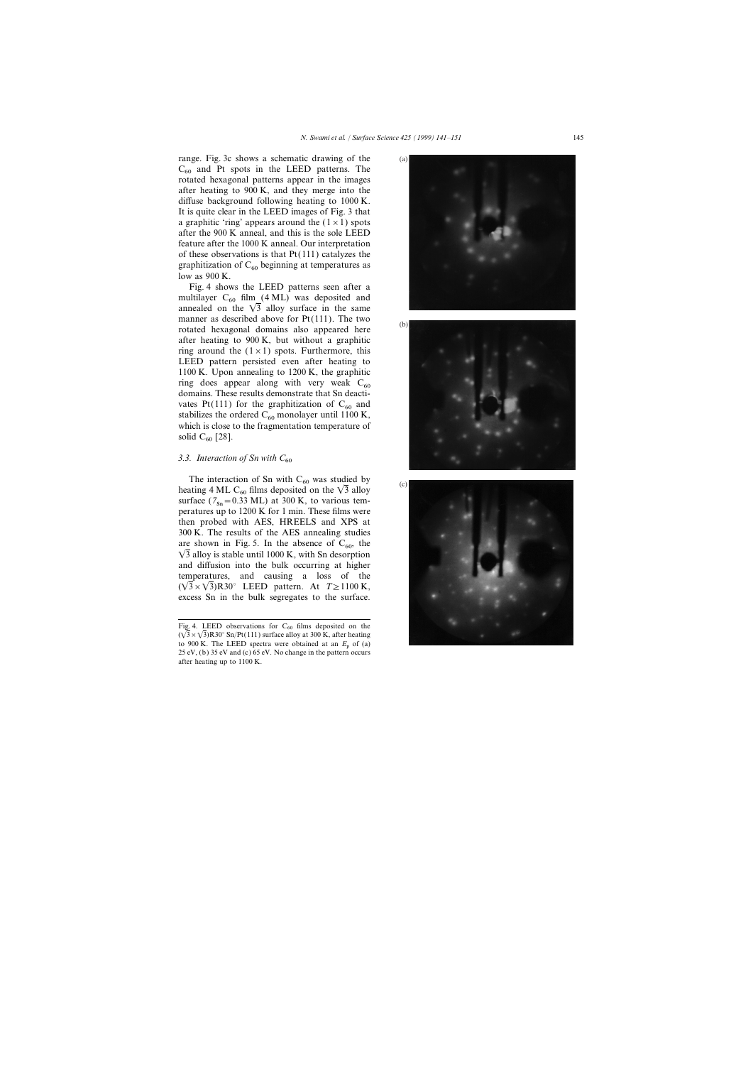range. Fig. 3c shows a schematic drawing of the $C_{60}$ and Pt spots in the LEED patterns. The rotated hexagonal patterns appear in the images after heating to 900 K, and they merge into the diffuse background following heating to 1000 K. It is quite clear in the LEED images of Fig. 3 that a graphitic 'ring' appears around the $(1 \times 1)$ spots after the 900 K anneal, and this is the sole LEED feature after the 1000 K anneal. Our interpretation of these observations is that Pt(111) catalyzes the graphitization of $C_{60}$ beginning at temperatures as low as 900 K.

Fig. 4 shows the LEED patterns seen after a multilayer $C_{60}$ film (4 ML) was deposited and annealed on the $\sqrt{3}$ alloy surface in the same manner as described above for Pt(111). The two rotated hexagonal domains also appeared here after heating to 900 K, but without a graphitic ring around the $(1 \times 1)$ spots. Furthermore, this LEED pattern persisted even after heating to 1100 K. Upon annealing to 1200 K, the graphitic ring does appear along with very weak $C_{60}$ domains. These results demonstrate that Sn deactivates Pt(111) for the graphitization of $C_{60}$ and stabilizes the ordered $C_{60}$ monolayer until 1100 K, which is close to the fragmentation temperature of solid $C_{60}$ [28].

### 3.3. Interaction of Sn with $C_{60}$

The interaction of Sn with $C_{60}$ was studied by heating 4 ML $C_{60}$ films deposited on the $\sqrt{3}$ alloy surface ($\theta_{Sn} = 0.33$ ML) at 300 K, to various temperatures up to 1200 K for 1 min. These films were then probed with AES, HREELS and XPS at 300 K. The results of the AES annealing studies are shown in Fig. 5. In the absence of $C_{60}$, the $\sqrt{3}$ alloy is stable until 1000 K, with Sn desorption and diffusion into the bulk occurring at higher temperatures, and causing a loss of the $(\sqrt{3} \times \sqrt{3})R30°$ LEED pattern. At $T \geq 1100$ K, excess Sn in the bulk segregates to the surface.

Fig. 4. LEED observations for $C_{60}$ films deposited on the $(\sqrt{3} \times \sqrt{3})R30°$ Sn/Pt(111) surface alloy at 300 K, after heating to 900 K. The LEED spectra were obtained at an $E_p$ of (a) 25 eV, (b) 35 eV and (c) 65 eV. No change in the pattern occurs after heating up to 1100 K.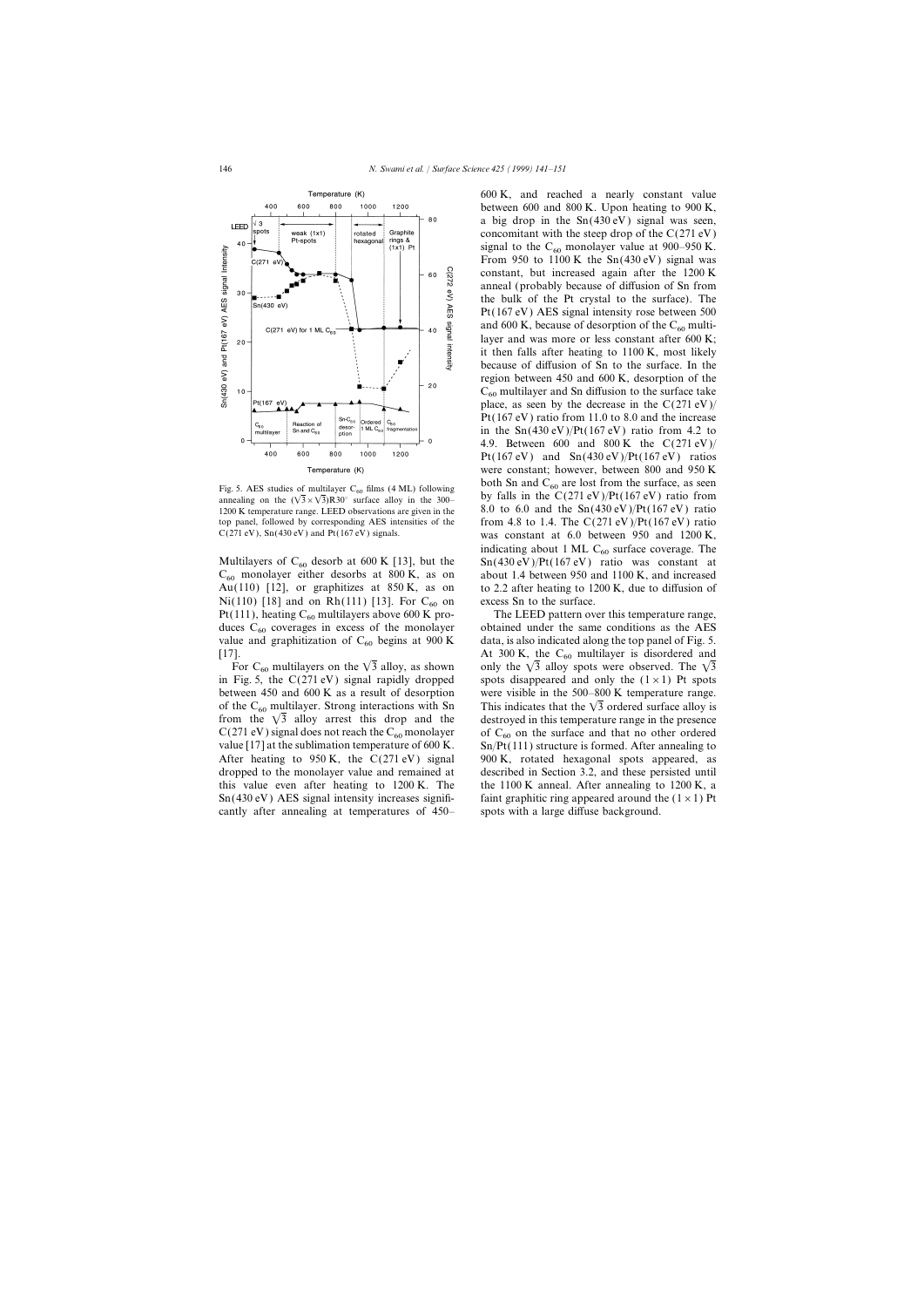Fig. 5. AES studies of multilayer $C_{60}$ films (4 ML) following annealing on the $(\sqrt{3}\times\sqrt{3})R30°$ surface alloy in the 300–1200 K temperature range. LEED observations are given in the top panel, followed by corresponding AES intensities of the C(271 eV), Sn(430 eV) and Pt(167 eV) signals.

Multilayers of $C_{60}$ desorb at 600 K [13], but the $C_{60}$ monolayer either desorbs at 800 K, as on Au(110) [12], or graphitizes at 850 K, as on Ni(110) [18] and on Rh(111) [13]. For $C_{60}$ on Pt(111), heating $C_{60}$ multilayers above 600 K produces $C_{60}$ coverages in excess of the monolayer value and graphitization of $C_{60}$ begins at 900 K [17].

For $C_{60}$ multilayers on the $\sqrt{3}$ alloy, as shown in Fig. 5, the C(271 eV) signal rapidly dropped between 450 and 600 K as a result of desorption of the $C_{60}$ multilayer. Strong interactions with Sn from the $\sqrt{3}$ alloy arrest this drop and the C(271 eV) signal does not reach the $C_{60}$ monolayer value [17] at the sublimation temperature of 600 K. After heating to 950 K, the C(271 eV) signal dropped to the monolayer value and remained at this value even after heating to 1200 K. The Sn(430 eV) AES signal intensity increases significantly after annealing at temperatures of 450–600 K, and reached a nearly constant value between 600 and 800 K. Upon heating to 900 K, a big drop in the Sn(430 eV) signal was seen, concomitant with the steep drop of the C(271 eV) signal to the $C_{60}$ monolayer value at 900–950 K. From 950 to 1100 K the Sn(430 eV) signal was constant, but increased again after the 1200 K anneal (probably because of diffusion of Sn from the bulk of the Pt crystal to the surface). The Pt(167 eV) AES signal intensity rose between 500 and 600 K, because of desorption of the $C_{60}$ multilayer and was more or less constant after 600 K; it then falls after heating to 1100 K, most likely because of diffusion of Sn to the surface. In the region between 450 and 600 K, desorption of the $C_{60}$ multilayer and Sn diffusion to the surface take place, as seen by the decrease in the C(271 eV)/Pt(167 eV) ratio from 11.0 to 8.0 and the increase in the Sn(430 eV)/Pt(167 eV) ratio from 4.2 to 4.9. Between 600 and 800 K the C(271 eV)/Pt(167 eV) and Sn(430 eV)/Pt(167 eV) ratios were constant; however, between 800 and 950 K both Sn and $C_{60}$ are lost from the surface, as seen by falls in the C(271 eV)/Pt(167 eV) ratio from 8.0 to 6.0 and the Sn(430 eV)/Pt(167 eV) ratio from 4.8 to 1.4. The C(271 eV)/Pt(167 eV) ratio was constant at 6.0 between 950 and 1200 K, indicating about 1 ML $C_{60}$ surface coverage. The Sn(430 eV)/Pt(167 eV) ratio was constant at about 1.4 between 950 and 1100 K, and increased to 2.2 after heating to 1200 K, due to diffusion of excess Sn to the surface.

The LEED pattern over this temperature range, obtained under the same conditions as the AES data, is also indicated along the top panel of Fig. 5. At 300 K, the $C_{60}$ multilayer is disordered and only the $\sqrt{3}$ alloy spots were observed. The $\sqrt{3}$ spots disappeared and only the $(1\times1)$ Pt spots were visible in the 500–800 K temperature range. This indicates that the $\sqrt{3}$ ordered surface alloy is destroyed in this temperature range in the presence of $C_{60}$ on the surface and that no other ordered Sn/Pt(111) structure is formed. After annealing to 900 K, rotated hexagonal spots appeared, as described in Section 3.2, and these persisted until the 1100 K anneal. After annealing to 1200 K, a faint graphitic ring appeared around the $(1\times1)$ Pt spots with a large diffuse background.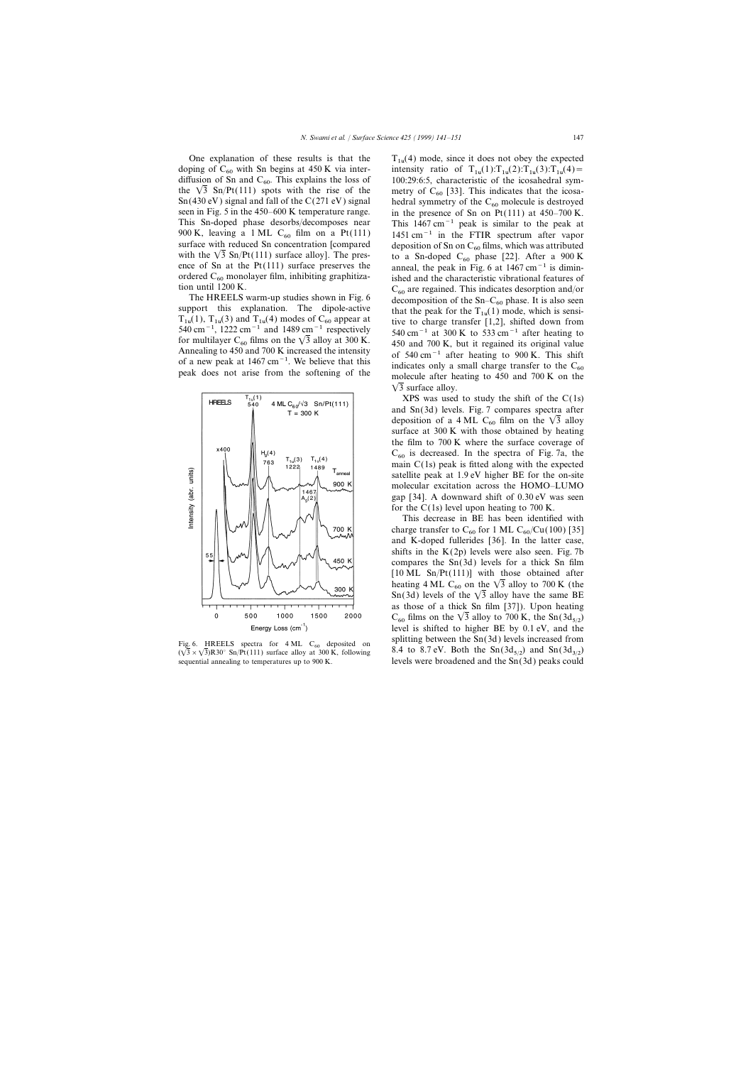One explanation of these results is that the doping of $C_{60}$ with Sn begins at 450 K via interdiffusion of Sn and $C_{60}$. This explains the loss of the $\sqrt{3}$ Sn/Pt(111) spots with the rise of the Sn(430 eV) signal and fall of the C(271 eV) signal seen in Fig. 5 in the 450–600 K temperature range. This Sn-doped phase desorbs/decomposes near 900 K, leaving a 1 ML $C_{60}$ film on a Pt(111) surface with reduced Sn concentration [compared with the $\sqrt{3}$ Sn/Pt(111) surface alloy]. The presence of Sn at the Pt(111) surface preserves the ordered $C_{60}$ monolayer film, inhibiting graphitization until 1200 K.

The HREELS warm-up studies shown in Fig. 6 support this explanation. The dipole-active $T_{1u}(1)$, $T_{1u}(3)$ and $T_{1u}(4)$ modes of $C_{60}$ appear at 540 $cm^{-1}$, 1222 $cm^{-1}$ and 1489 $cm^{-1}$ respectively for multilayer $C_{60}$ films on the $\sqrt{3}$ alloy at 300 K. Annealing to 450 and 700 K increased the intensity of a new peak at 1467 $cm^{-1}$. We believe that this peak does not arise from the softening of the $T_{1u}(4)$ mode, since it does not obey the expected intensity ratio of $T_{1u}(1)$:$T_{1u}(2)$:$T_{1u}(3)$:$T_{1u}(4)$ = 100:29:6:5, characteristic of the icosahedral symmetry of $C_{60}$ [33]. This indicates that the icosahedral symmetry of the $C_{60}$ molecule is destroyed in the presence of Sn on Pt(111) at 450–700 K. This 1467 $cm^{-1}$ peak is similar to the peak at 1451 $cm^{-1}$ in the FTIR spectrum after vapor deposition of Sn on $C_{60}$ films, which was attributed to a Sn-doped $C_{60}$ phase [22]. After a 900 K anneal, the peak in Fig. 6 at 1467 $cm^{-1}$ is diminished and the characteristic vibrational features of $C_{60}$ are regained. This indicates desorption and/or decomposition of the Sn–$C_{60}$ phase. It is also seen that the peak for the $T_{1u}(1)$ mode, which is sensitive to charge transfer [1,2], shifted down from 540 $cm^{-1}$ at 300 K to 533 $cm^{-1}$ after heating to 450 and 700 K, but it regained its original value of 540 $cm^{-1}$ after heating to 900 K. This shift indicates only a small charge transfer to the $C_{60}$ molecule after heating to 450 and 700 K on the $\sqrt{3}$ surface alloy.

Fig. 6. HREELS spectra for 4 ML $C_{60}$ deposited on $(\sqrt{3}\times\sqrt{3})R30°$ Sn/Pt(111) surface alloy at 300 K, following sequential annealing to temperatures up to 900 K.

XPS was used to study the shift of the C(1s) and Sn(3d) levels. Fig. 7 compares spectra after deposition of a 4 ML $C_{60}$ film on the $\sqrt{3}$ alloy surface at 300 K with those obtained by heating the film to 700 K where the surface coverage of $C_{60}$ is decreased. In the spectra of Fig. 7a, the main C(1s) peak is fitted along with the expected satellite peak at 1.9 eV higher BE for the on-site molecular excitation across the HOMO–LUMO gap [34]. A downward shift of 0.30 eV was seen for the C(1s) level upon heating to 700 K.

This decrease in BE has been identified with charge transfer to $C_{60}$ for 1 ML $C_{60}$/Cu(100) [35] and K-doped fullerides [36]. In the latter case, shifts in the K(2p) levels were also seen. Fig. 7b compares the Sn(3d) levels for a thick Sn film [10 ML Sn/Pt(111)] with those obtained after heating 4 ML $C_{60}$ on the $\sqrt{3}$ alloy to 700 K (the Sn(3d) levels of the $\sqrt{3}$ alloy have the same BE as those of a thick Sn film [37]). Upon heating $C_{60}$ films on the $\sqrt{3}$ alloy to 700 K, the Sn($3d_{5/2}$) level is shifted to higher BE by 0.1 eV, and the splitting between the Sn(3d) levels increased from 8.4 to 8.7 eV. Both the Sn($3d_{5/2}$) and Sn($3d_{3/2}$) levels were broadened and the Sn(3d) peaks could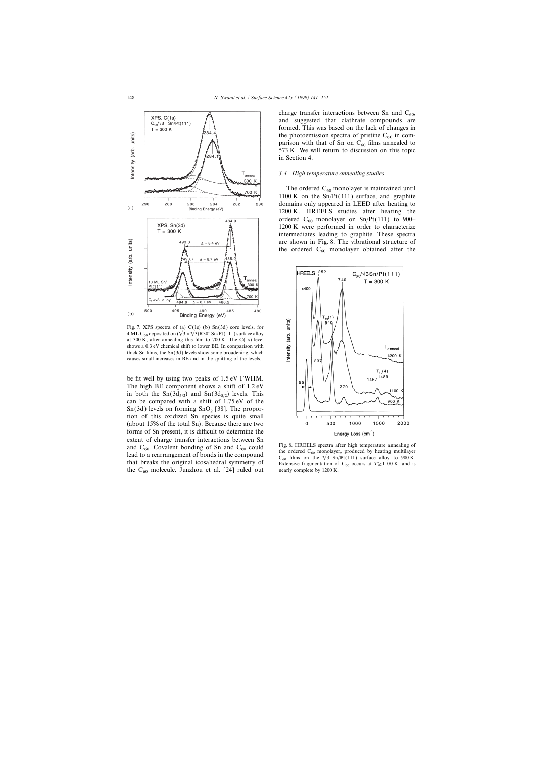Fig. 7. XPS spectra of (a) C(1s) (b) Sn(3d) core levels, for 4 ML $C_{60}$ deposited on $(\sqrt{3}\times\sqrt{3})R30°$ Sn/Pt(111) surface alloy at 300 K, after annealing this film to 700 K. The C(1s) level shows a 0.3 eV chemical shift to lower BE. In comparison with thick Sn films, the Sn(3d) levels show some broadening, which causes small increases in BE and in the splitting of the levels.

be fit well by using two peaks of 1.5 eV FWHM. The high BE component shows a shift of 1.2 eV in both the $Sn(3d_{5/2})$ and $Sn(3d_{3/2})$ levels. This can be compared with a shift of 1.75 eV of the Sn(3d) levels on forming $SnO_2$ [38]. The proportion of this oxidized Sn species is quite small (about 15% of the total Sn). Because there are two forms of Sn present, it is difficult to determine the extent of charge transfer interactions between Sn and $C_{60}$. Covalent bonding of Sn and $C_{60}$ could lead to a rearrangement of bonds in the compound that breaks the original icosahedral symmetry of the $C_{60}$ molecule. Junzhou et al. [24] ruled out charge transfer interactions between Sn and $C_{60}$, and suggested that clathrate compounds are formed. This was based on the lack of changes in the photoemission spectra of pristine $C_{60}$ in comparison with that of Sn on $C_{60}$ films annealed to 573 K. We will return to discussion on this topic in Section 4.

### *3.4. High temperature annealing studies*

The ordered $C_{60}$ monolayer is maintained until 1100 K on the Sn/Pt(111) surface, and graphite domains only appeared in LEED after heating to 1200 K. HREELS studies after heating the ordered $C_{60}$ monolayer on Sn/Pt(111) to 900–1200 K were performed in order to characterize intermediates leading to graphite. These spectra are shown in Fig. 8. The vibrational structure of the ordered $C_{60}$ monolayer obtained after the

Fig. 8. HREELS spectra after high temperature annealing of the ordered $C_{60}$ monolayer, produced by heating multilayer $C_{60}$ films on the $\sqrt{3}$ Sn/Pt(111) surface alloy to 900 K. Extensive fragmentation of $C_{60}$ occurs at $T \geq 1100$ K, and is nearly complete by 1200 K.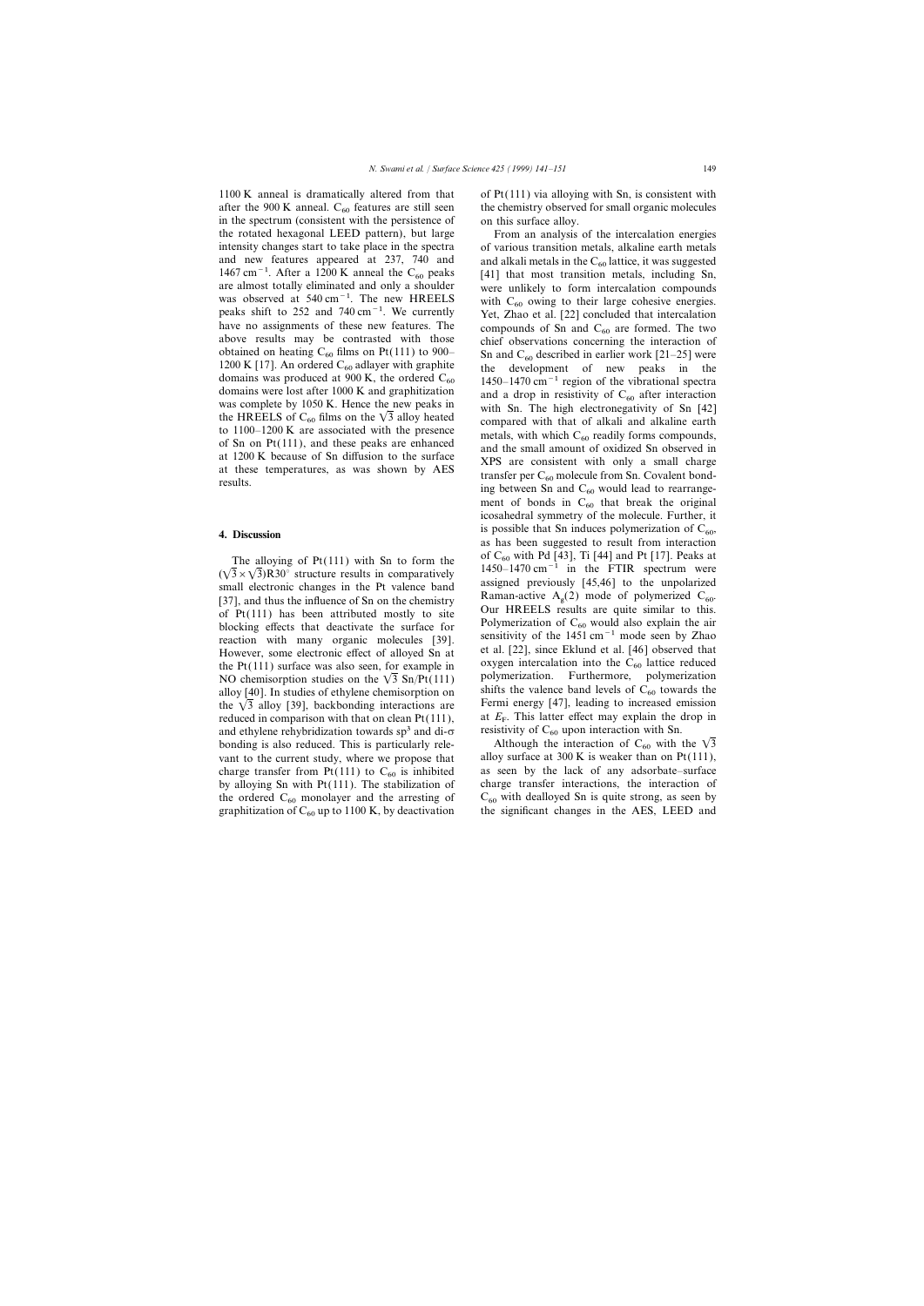1100 K anneal is dramatically altered from that after the 900 K anneal. $C_{60}$ features are still seen in the spectrum (consistent with the persistence of the rotated hexagonal LEED pattern), but large intensity changes start to take place in the spectra and new features appeared at 237, 740 and 1467 $cm^{-1}$. After a 1200 K anneal the $C_{60}$ peaks are almost totally eliminated and only a shoulder was observed at 540 $cm^{-1}$. The new HREELS peaks shift to 252 and 740 $cm^{-1}$. We currently have no assignments of these new features. The above results may be contrasted with those obtained on heating $C_{60}$ films on Pt(111) to 900–1200 K [17]. An ordered $C_{60}$ adlayer with graphite domains was produced at 900 K, the ordered $C_{60}$ domains were lost after 1000 K and graphitization was complete by 1050 K. Hence the new peaks in the HREELS of $C_{60}$ films on the $\sqrt{3}$ alloy heated to 1100–1200 K are associated with the presence of Sn on Pt(111), and these peaks are enhanced at 1200 K because of Sn diffusion to the surface at these temperatures, as was shown by AES results.

## 4. Discussion

The alloying of Pt(111) with Sn to form the $(\sqrt{3}\times\sqrt{3})R30°$ structure results in comparatively small electronic changes in the Pt valence band [37], and thus the influence of Sn on the chemistry of Pt(111) has been attributed mostly to site blocking effects that deactivate the surface for reaction with many organic molecules [39]. However, some electronic effect of alloyed Sn at the Pt(111) surface was also seen, for example in NO chemisorption studies on the $\sqrt{3}$ Sn/Pt(111) alloy [40]. In studies of ethylene chemisorption on the $\sqrt{3}$ alloy [39], backbonding interactions are reduced in comparison with that on clean Pt(111), and ethylene rehybridization towards $sp^3$ and di-σ bonding is also reduced. This is particularly relevant to the current study, where we propose that charge transfer from Pt(111) to $C_{60}$ is inhibited by alloying Sn with Pt(111). The stabilization of the ordered $C_{60}$ monolayer and the arresting of graphitization of $C_{60}$ up to 1100 K, by deactivation of Pt(111) via alloying with Sn, is consistent with the chemistry observed for small organic molecules on this surface alloy.

From an analysis of the intercalation energies of various transition metals, alkaline earth metals and alkali metals in the $C_{60}$ lattice, it was suggested [41] that most transition metals, including Sn, were unlikely to form intercalation compounds with $C_{60}$ owing to their large cohesive energies. Yet, Zhao et al. [22] concluded that intercalation compounds of Sn and $C_{60}$ are formed. The two chief observations concerning the interaction of Sn and $C_{60}$ described in earlier work [21–25] were the development of new peaks in the 1450–1470 $cm^{-1}$ region of the vibrational spectra and a drop in resistivity of $C_{60}$ after interaction with Sn. The high electronegativity of Sn [42] compared with that of alkali and alkaline earth metals, with which $C_{60}$ readily forms compounds, and the small amount of oxidized Sn observed in XPS are consistent with only a small charge transfer per $C_{60}$ molecule from Sn. Covalent bonding between Sn and $C_{60}$ would lead to rearrangement of bonds in $C_{60}$ that break the original icosahedral symmetry of the molecule. Further, it is possible that Sn induces polymerization of $C_{60}$, as has been suggested to result from interaction of $C_{60}$ with Pd [43], Ti [44] and Pt [17]. Peaks at 1450–1470 $cm^{-1}$ in the FTIR spectrum were assigned previously [45,46] to the unpolarized Raman-active $A_g(2)$ mode of polymerized $C_{60}$. Our HREELS results are quite similar to this. Polymerization of $C_{60}$ would also explain the air sensitivity of the 1451 $cm^{-1}$ mode seen by Zhao et al. [22], since Eklund et al. [46] observed that oxygen intercalation into the $C_{60}$ lattice reduced polymerization. Furthermore, polymerization shifts the valence band levels of $C_{60}$ towards the Fermi energy [47], leading to increased emission at $E_F$. This latter effect may explain the drop in resistivity of $C_{60}$ upon interaction with Sn.

Although the interaction of $C_{60}$ with the $\sqrt{3}$ alloy surface at 300 K is weaker than on Pt(111), as seen by the lack of any adsorbate–surface charge transfer interactions, the interaction of $C_{60}$ with dealloyed Sn is quite strong, as seen by the significant changes in the AES, LEED and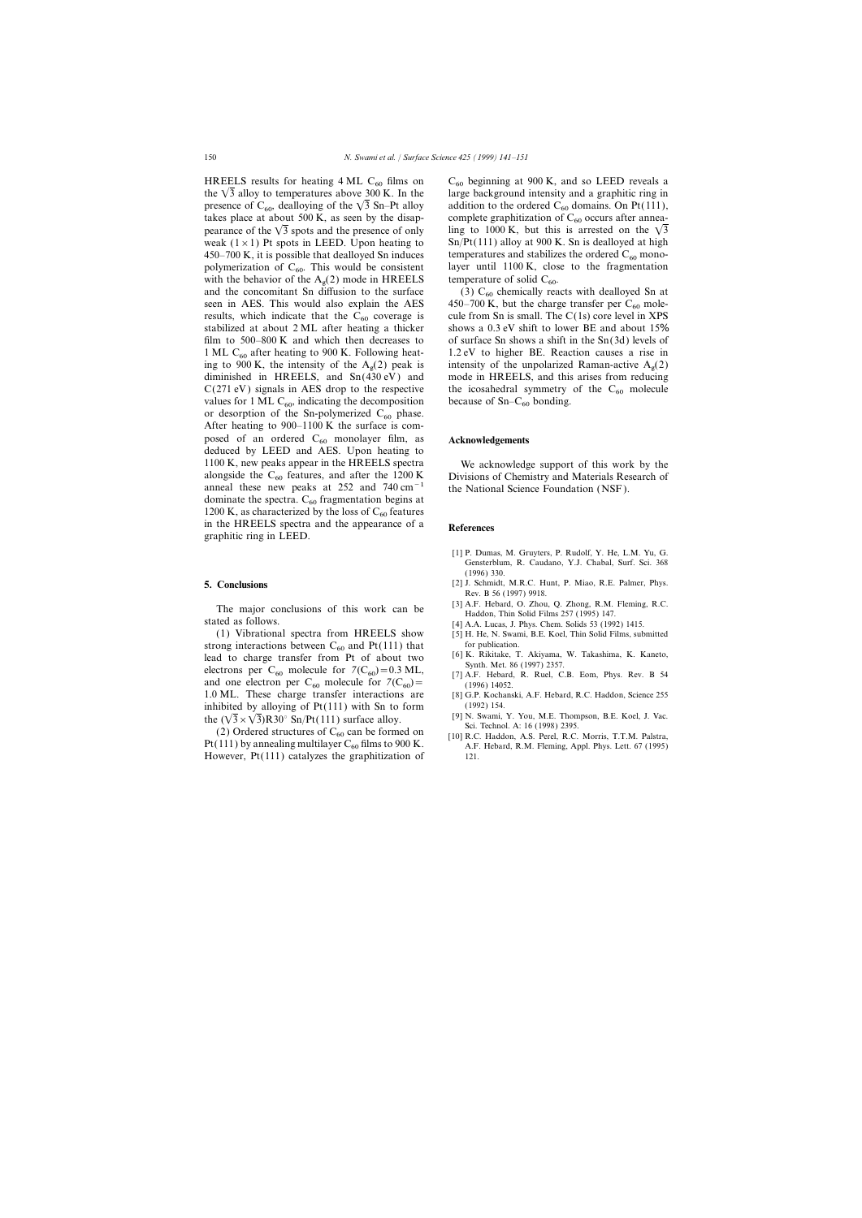HREELS results for heating 4 ML $C_{60}$ films on the $\sqrt{3}$ alloy to temperatures above 300 K. In the presence of $C_{60}$, dealloying of the $\sqrt{3}$ Sn–Pt alloy takes place at about 500 K, as seen by the disappearance of the $\sqrt{3}$ spots and the presence of only weak $(1\times1)$ Pt spots in LEED. Upon heating to 450–700 K, it is possible that dealloyed Sn induces polymerization of $C_{60}$. This would be consistent with the behavior of the $A_g(2)$ mode in HREELS and the concomitant Sn diffusion to the surface seen in AES. This would also explain the AES results, which indicate that the $C_{60}$ coverage is stabilized at about 2 ML after heating a thicker film to 500–800 K and which then decreases to 1 ML $C_{60}$ after heating to 900 K. Following heating to 900 K, the intensity of the $A_g(2)$ peak is diminished in HREELS, and Sn(430 eV) and C(271 eV) signals in AES drop to the respective values for 1 ML $C_{60}$, indicating the decomposition or desorption of the Sn-polymerized $C_{60}$ phase. After heating to 900–1100 K the surface is composed of an ordered $C_{60}$ monolayer film, as deduced by LEED and AES. Upon heating to 1100 K, new peaks appear in the HREELS spectra alongside the $C_{60}$ features, and after the 1200 K anneal these new peaks at 252 and 740 $cm^{-1}$ dominate the spectra. $C_{60}$ fragmentation begins at 1200 K, as characterized by the loss of $C_{60}$ features in the HREELS spectra and the appearance of a graphitic ring in LEED.

## 5. Conclusions

The major conclusions of this work can be stated as follows.

(1) Vibrational spectra from HREELS show strong interactions between $C_{60}$ and Pt(111) that lead to charge transfer from Pt of about two electrons per $C_{60}$ molecule for $\theta(C_{60})=0.3$ ML, and one electron per $C_{60}$ molecule for $\theta(C_{60})=1.0$ ML. These charge transfer interactions are inhibited by alloying of Pt(111) with Sn to form the $(\sqrt{3}\times\sqrt{3})R30°$ Sn/Pt(111) surface alloy.

(2) Ordered structures of $C_{60}$ can be formed on Pt(111) by annealing multilayer $C_{60}$ films to 900 K. However, Pt(111) catalyzes the graphitization of $C_{60}$ beginning at 900 K, and so LEED reveals a large background intensity and a graphitic ring in addition to the ordered $C_{60}$ domains. On Pt(111), complete graphitization of $C_{60}$ occurs after annealing to 1000 K, but this is arrested on the $\sqrt{3}$ Sn/Pt(111) alloy at 900 K. Sn is dealloyed at high temperatures and stabilizes the ordered $C_{60}$ monolayer until 1100 K, close to the fragmentation temperature of solid $C_{60}$.

(3) $C_{60}$ chemically reacts with dealloyed Sn at 450–700 K, but the charge transfer per $C_{60}$ molecule from Sn is small. The C(1s) core level in XPS shows a 0.3 eV shift to lower BE and about 15% of surface Sn shows a shift in the Sn(3d) levels of 1.2 eV to higher BE. Reaction causes a rise in intensity of the unpolarized Raman-active $A_g(2)$ mode in HREELS, and this arises from reducing the icosahedral symmetry of the $C_{60}$ molecule because of Sn–$C_{60}$ bonding.

## Acknowledgements

We acknowledge support of this work by the Divisions of Chemistry and Materials Research of the National Science Foundation (NSF).

## References

[1] P. Dumas, M. Gruyters, P. Rudolf, Y. He, L.M. Yu, G. Gensterblum, R. Caudano, Y.J. Chabal, Surf. Sci. 368 (1996) 330.

[2] J. Schmidt, M.R.C. Hunt, P. Miao, R.E. Palmer, Phys. Rev. B 56 (1997) 9918.

[3] A.F. Hebard, O. Zhou, Q. Zhong, R.M. Fleming, R.C. Haddon, Thin Solid Films 257 (1995) 147.

[4] A.A. Lucas, J. Phys. Chem. Solids 53 (1992) 1415.

[5] H. He, N. Swami, B.E. Koel, Thin Solid Films, submitted for publication.

[6] K. Rikitake, T. Akiyama, W. Takashima, K. Kaneto, Synth. Met. 86 (1997) 2357.

[7] A.F. Hebard, R. Ruel, C.B. Eom, Phys. Rev. B 54 (1996) 14052.

[8] G.P. Kochanski, A.F. Hebard, R.C. Haddon, Science 255 (1992) 154.

[9] N. Swami, Y. You, M.E. Thompson, B.E. Koel, J. Vac. Sci. Technol. A: 16 (1998) 2395.

[10] R.C. Haddon, A.S. Perel, R.C. Morris, T.T.M. Palstra, A.F. Hebard, R.M. Fleming, Appl. Phys. Lett. 67 (1995) 121.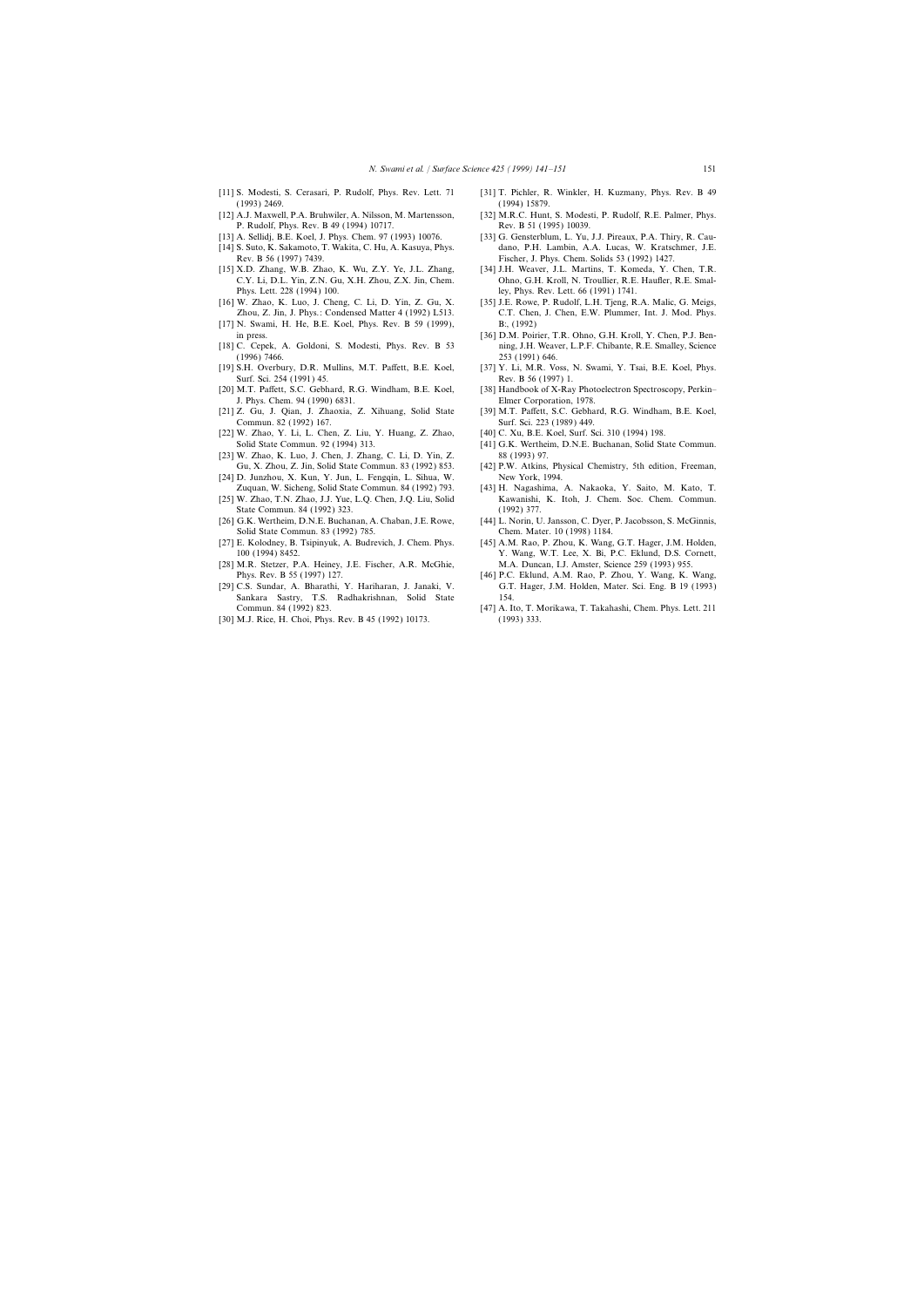[11] S. Modesti, S. Cerasari, P. Rudolf, Phys. Rev. Lett. 71 (1993) 2469.

[12] A.J. Maxwell, P.A. Bruhwiler, A. Nilsson, M. Martensson, P. Rudolf, Phys. Rev. B 49 (1994) 10717.

[13] A. Sellidj, B.E. Koel, J. Phys. Chem. 97 (1993) 10076.

[14] S. Suto, K. Sakamoto, T. Wakita, C. Hu, A. Kasuya, Phys. Rev. B 56 (1997) 7439.

[15] X.D. Zhang, W.B. Zhao, K. Wu, Z.Y. Ye, J.L. Zhang, C.Y. Li, D.L. Yin, Z.N. Gu, X.H. Zhou, Z.X. Jin, Chem. Phys. Lett. 228 (1994) 100.

[16] W. Zhao, K. Luo, J. Cheng, C. Li, D. Yin, Z. Gu, X. Zhou, Z. Jin, J. Phys.: Condensed Matter 4 (1992) L513.

[17] N. Swami, H. He, B.E. Koel, Phys. Rev. B 59 (1999), in press.

[18] C. Cepek, A. Goldoni, S. Modesti, Phys. Rev. B 53 (1996) 7466.

[19] S.H. Overbury, D.R. Mullins, M.T. Paffett, B.E. Koel, Surf. Sci. 254 (1991) 45.

[20] M.T. Paffett, S.C. Gebhard, R.G. Windham, B.E. Koel, J. Phys. Chem. 94 (1990) 6831.

[21] Z. Gu, J. Qian, J. Zhaoxia, Z. Xihuang, Solid State Commun. 82 (1992) 167.

[22] W. Zhao, Y. Li, L. Chen, Z. Liu, Y. Huang, Z. Zhao, Solid State Commun. 92 (1994) 313.

[23] W. Zhao, K. Luo, J. Chen, J. Zhang, C. Li, D. Yin, Z. Gu, X. Zhou, Z. Jin, Solid State Commun. 83 (1992) 853.

[24] D. Junzhou, X. Kun, Y. Jun, L. Fengqin, L. Sihua, W. Zuquan, W. Sicheng, Solid State Commun. 84 (1992) 793.

[25] W. Zhao, T.N. Zhao, J.J. Yue, L.Q. Chen, J.Q. Liu, Solid State Commun. 84 (1992) 323.

[26] G.K. Wertheim, D.N.E. Buchanan, A. Chaban, J.E. Rowe, Solid State Commun. 83 (1992) 785.

[27] E. Kolodney, B. Tsipinyuk, A. Budrevich, J. Chem. Phys. 100 (1994) 8452.

[28] M.R. Stetzer, P.A. Heiney, J.E. Fischer, A.R. McGhie, Phys. Rev. B 55 (1997) 127.

[29] C.S. Sundar, A. Bharathi, Y. Hariharan, J. Janaki, V. Sankara Sastry, T.S. Radhakrishnan, Solid State Commun. 84 (1992) 823.

[30] M.J. Rice, H. Choi, Phys. Rev. B 45 (1992) 10173.

[31] T. Pichler, R. Winkler, H. Kuzmany, Phys. Rev. B 49 (1994) 15879.

[32] M.R.C. Hunt, S. Modesti, P. Rudolf, R.E. Palmer, Phys. Rev. B 51 (1995) 10039.

[33] G. Gensterblum, L. Yu, J.J. Pireaux, P.A. Thiry, R. Caudano, P.H. Lambin, A.A. Lucas, W. Kratschmer, J.E. Fischer, J. Phys. Chem. Solids 53 (1992) 1427.

[34] J.H. Weaver, J.L. Martins, T. Komeda, Y. Chen, T.R. Ohno, G.H. Kroll, N. Troullier, R.E. Haufler, R.E. Smalley, Phys. Rev. Lett. 66 (1991) 1741.

[35] J.E. Rowe, P. Rudolf, L.H. Tjeng, R.A. Malic, G. Meigs, C.T. Chen, J. Chen, E.W. Plummer, Int. J. Mod. Phys. B:, (1992)

[36] D.M. Poirier, T.R. Ohno, G.H. Kroll, Y. Chen, P.J. Benning, J.H. Weaver, L.P.F. Chibante, R.E. Smalley, Science 253 (1991) 646.

[37] Y. Li, M.R. Voss, N. Swami, Y. Tsai, B.E. Koel, Phys. Rev. B 56 (1997) 1.

[38] Handbook of X-Ray Photoelectron Spectroscopy, Perkin–Elmer Corporation, 1978.

[39] M.T. Paffett, S.C. Gebhard, R.G. Windham, B.E. Koel, Surf. Sci. 223 (1989) 449.

[40] C. Xu, B.E. Koel, Surf. Sci. 310 (1994) 198.

[41] G.K. Wertheim, D.N.E. Buchanan, Solid State Commun. 88 (1993) 97.

[42] P.W. Atkins, Physical Chemistry, 5th edition, Freeman, New York, 1994.

[43] H. Nagashima, A. Nakaoka, Y. Saito, M. Kato, T. Kawanishi, K. Itoh, J. Chem. Soc. Chem. Commun. (1992) 377.

[44] L. Norin, U. Jansson, C. Dyer, P. Jacobsson, S. McGinnis, Chem. Mater. 10 (1998) 1184.

[45] A.M. Rao, P. Zhou, K. Wang, G.T. Hager, J.M. Holden, Y. Wang, W.T. Lee, X. Bi, P.C. Eklund, D.S. Cornett, M.A. Duncan, I.J. Amster, Science 259 (1993) 955.

[46] P.C. Eklund, A.M. Rao, P. Zhou, Y. Wang, K. Wang, G.T. Hager, J.M. Holden, Mater. Sci. Eng. B 19 (1993) 154.

[47] A. Ito, T. Morikawa, T. Takahashi, Chem. Phys. Lett. 211 (1993) 333.